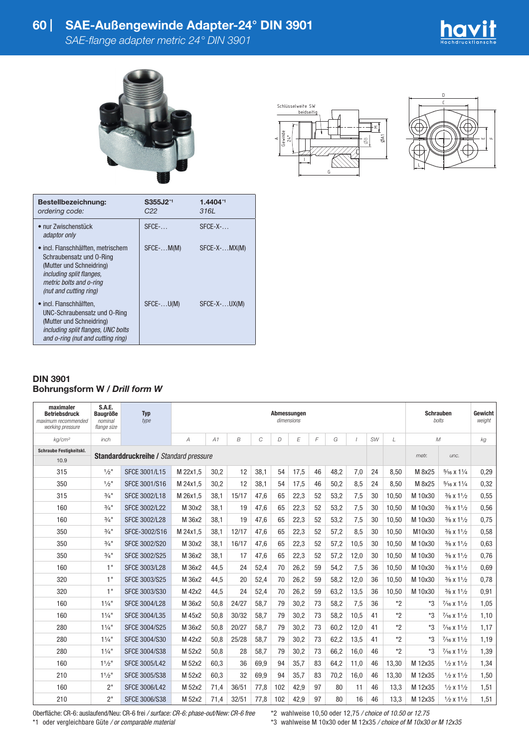# SAE-Außengewinde Adapter-24° DIN 3901

*SAE-flange adapter metric 24° DIN 3901*

Schlüsselweite SW beidseitig

| Bestellbezeichnung: *ordering code:* | S355J2[*1] *C22* | 1.4404[*1] *316L* |
|---|---|---|
| • nur Zwischenstück *adaptor only* | SFCE-… | SFCE-X-… |
| • incl. Flanschhälften, metrischem Schraubensatz und O-Ring (Mutter und Schneidring) *including split flanges, metric bolts and o-ring (nut and cutting ring)* | SFCE-…M(M) | SFCE-X-…MX(M) |
| • incl. Flanschhälften, UNC-Schraubensatz und O-Ring (Mutter und Schneidring) *including split flanges, UNC bolts and o-ring (nut and cutting ring)* | SFCE-…U(M) | SFCE-X-…UX(M) |

## DIN 3901
## Bohrungsform W / *Drill form W*

| maximaler Betriebsdruck *maximum recommended working pressure* | S.A.E. Baugröße *nominal flange size* | Typ *type* | Abmessungen *dimensions* | | | | | | | | | | | Schrauben *bolts* | | Gewicht *weight* |
|---|---|---|---|---|---|---|---|---|---|---|---|---|---|---|---|---|
| kg/cm² | inch | | A | A1 | B | C | D | E | F | G | I | SW | L | M | | kg |
| Schraube Festigkeitskl. 10.9 | Standarddruckreihe / *Standard pressure* | | | | | | | | | | | | | metr. | unc. | |
| 315 | ½" | SFCE 3001/L15 | M 22x1,5 | 30,2 | 12 | 38,1 | 54 | 17,5 | 46 | 48,2 | 7,0 | 24 | 8,50 | M 8x25 | 5⁄16 x 1¼ | 0,29 |
| 350 | ½" | SFCE 3001/S16 | M 24x1,5 | 30,2 | 12 | 38,1 | 54 | 17,5 | 46 | 50,2 | 8,5 | 24 | 8,50 | M 8x25 | 5⁄16 x 1¼ | 0,32 |
| 315 | ¾" | SFCE 3002/L18 | M 26x1,5 | 38,1 | 15/17 | 47,6 | 65 | 22,3 | 52 | 53,2 | 7,5 | 30 | 10,50 | M 10x30 | ⅜ x 1½ | 0,55 |
| 160 | ¾" | SFCE 3002/L22 | M 30x2 | 38,1 | 19 | 47,6 | 65 | 22,3 | 52 | 53,2 | 7,5 | 30 | 10,50 | M 10x30 | ⅜ x 1½ | 0,56 |
| 160 | ¾" | SFCE 3002/L28 | M 36x2 | 38,1 | 19 | 47,6 | 65 | 22,3 | 52 | 53,2 | 7,5 | 30 | 10,50 | M 10x30 | ⅜ x 1½ | 0,75 |
| 350 | ¾" | SFCE-3002/S16 | M 24x1,5 | 38,1 | 12/17 | 47,6 | 65 | 22,3 | 52 | 57,2 | 8,5 | 30 | 10,50 | M10x30 | ⅜ x 1½ | 0,58 |
| 350 | ¾" | SFCE 3002/S20 | M 30x2 | 38,1 | 16/17 | 47,6 | 65 | 22,3 | 52 | 57,2 | 10,5 | 30 | 10,50 | M 10x30 | ⅜ x 1½ | 0,63 |
| 350 | ¾" | SFCE 3002/S25 | M 36x2 | 38,1 | 17 | 47,6 | 65 | 22,3 | 52 | 57,2 | 12,0 | 30 | 10,50 | M 10x30 | ⅜ x 1½ | 0,76 |
| 160 | 1" | SFCE 3003/L28 | M 36x2 | 44,5 | 24 | 52,4 | 70 | 26,2 | 59 | 54,2 | 7,5 | 36 | 10,50 | M 10x30 | ⅜ x 1½ | 0,69 |
| 320 | 1" | SFCE 3003/S25 | M 36x2 | 44,5 | 20 | 52,4 | 70 | 26,2 | 59 | 58,2 | 12,0 | 36 | 10,50 | M 10x30 | ⅜ x 1½ | 0,78 |
| 320 | 1" | SFCE 3003/S30 | M 42x2 | 44,5 | 24 | 52,4 | 70 | 26,2 | 59 | 63,2 | 13,5 | 36 | 10,50 | M 10x30 | ⅜ x 1½ | 0,91 |
| 160 | 1¼" | SFCE 3004/L28 | M 36x2 | 50,8 | 24/27 | 58,7 | 79 | 30,2 | 73 | 58,2 | 7,5 | 36 | *2 | *3 | 7⁄16 x 1½ | 1,05 |
| 160 | 1¼" | SFCE 3004/L35 | M 45x2 | 50,8 | 30/32 | 58,7 | 79 | 30,2 | 73 | 58,2 | 10,5 | 41 | *2 | *3 | 7⁄16 x 1½ | 1,10 |
| 280 | 1¼" | SFCE 3004/S25 | M 36x2 | 50,8 | 20/27 | 58,7 | 79 | 30,2 | 73 | 60,2 | 12,0 | 41 | *2 | *3 | 7⁄16 x 1½ | 1,17 |
| 280 | 1¼" | SFCE 3004/S30 | M 42x2 | 50,8 | 25/28 | 58,7 | 79 | 30,2 | 73 | 62,2 | 13,5 | 41 | *2 | *3 | 7⁄16 x 1½ | 1,19 |
| 280 | 1¼" | SFCE 3004/S38 | M 52x2 | 50,8 | 28 | 58,7 | 79 | 30,2 | 73 | 66,2 | 16,0 | 46 | *2 | *3 | 7⁄16 x 1½ | 1,39 |
| 160 | 1½" | SFCE 3005/L42 | M 52x2 | 60,3 | 36 | 69,9 | 94 | 35,7 | 83 | 64,2 | 11,0 | 46 | 13,30 | M 12x35 | ½ x 1½ | 1,34 |
| 210 | 1½" | SFCE 3005/S38 | M 52x2 | 60,3 | 32 | 69,9 | 94 | 35,7 | 83 | 70,2 | 16,0 | 46 | 13,30 | M 12x35 | ½ x 1½ | 1,50 |
| 160 | 2" | SFCE 3006/L42 | M 52x2 | 71,4 | 36/51 | 77,8 | 102 | 42,9 | 97 | 80 | 11 | 46 | 13,3 | M 12x35 | ½ x 1½ | 1,51 |
| 210 | 2" | SFCE 3006/S38 | M 52x2 | 71,4 | 32/51 | 77,8 | 102 | 42,9 | 97 | 80 | 16 | 46 | 13,3 | M 12x35 | ½ x 1½ | 1,51 |

Oberfläche: CR-6: auslaufend/Neu: CR-6 frei / *surface: CR-6: phase-out/New: CR-6 free*

*1 oder vergleichbare Güte / *or comparable material*

*2 wahlweise 10,50 oder 12,75 / *choice of 10.50 or 12.75*

*3 wahlweise M 10x30 oder M 12x35 / *choice of M 10x30 or M 12x35*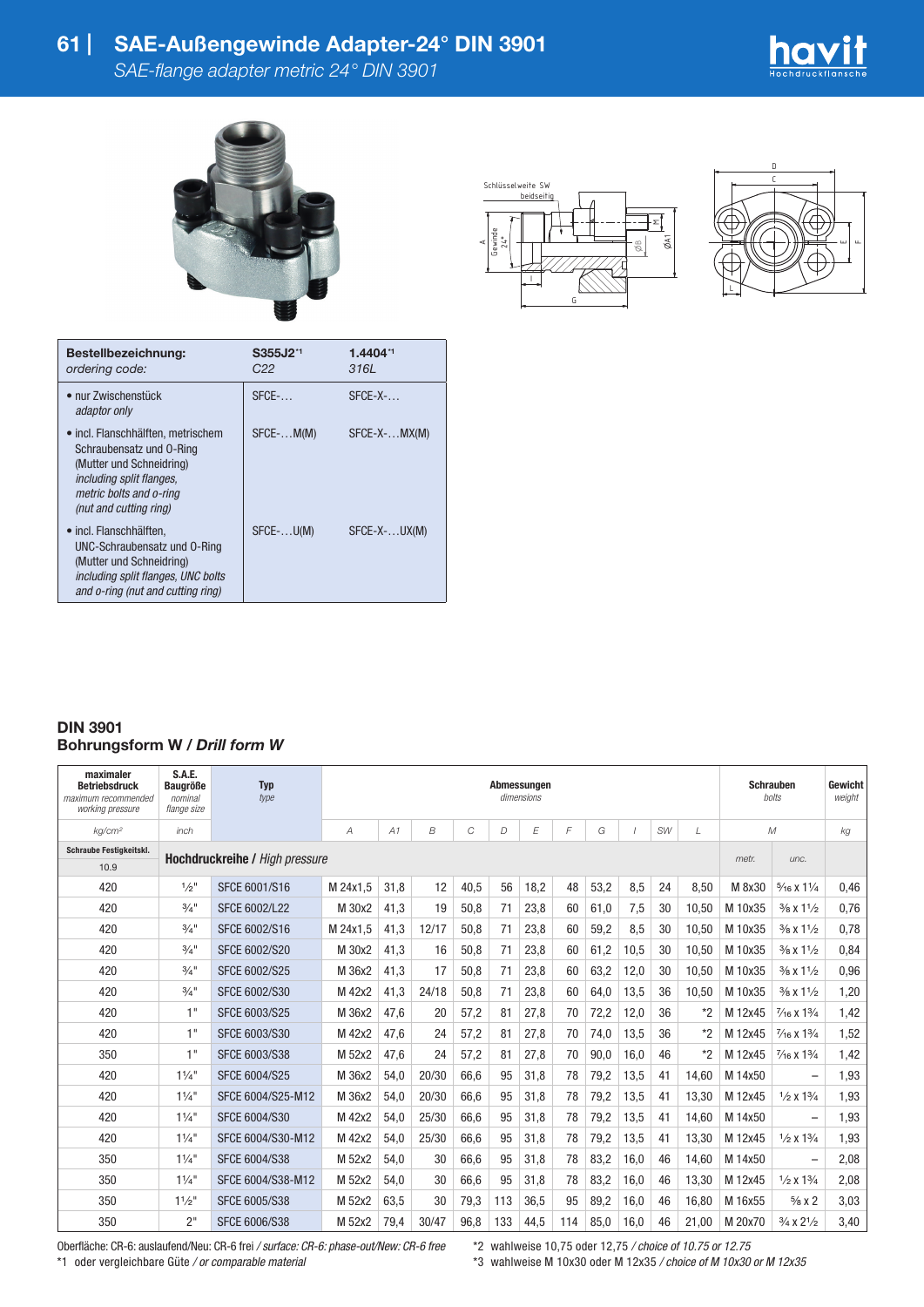# SAE-Außengewinde Adapter-24° DIN 3901

*SAE-flange adapter metric 24° DIN 3901*

Schlüsselweite SW beidseitig

| **Bestellbezeichnung:** *ordering code:* | **S355J2**[*1] *C22* | **1.4404**[*1] *316L* |
|---|---|---|
| • nur Zwischenstück *adaptor only* | SFCE-… | SFCE-X-… |
| • incl. Flanschhälften, metrischem Schraubensatz und O-Ring (Mutter und Schneidring) *including split flanges, metric bolts and o-ring (nut and cutting ring)* | SFCE-…M(M) | SFCE-X-…MX(M) |
| • incl. Flanschhälften, UNC-Schraubensatz und O-Ring (Mutter und Schneidring) *including split flanges, UNC bolts and o-ring (nut and cutting ring)* | SFCE-…U(M) | SFCE-X-…UX(M) |

## DIN 3901

### Bohrungsform W / *Drill form W*

| maximaler Betriebsdruck *maximum recommended working pressure* | S.A.E. Baugröße *nominal flange size* | Typ *type* | Abmessungen *dimensions* | | | | | | | | | | | Schrauben *bolts* | | Gewicht *weight* |
|---|---|---|---|---|---|---|---|---|---|---|---|---|---|---|---|---|
| kg/cm² | inch | | A | A1 | B | C | D | E | F | G | I | SW | L | M | | kg |
| Schraube Festigkeitskl. 10.9 | | **Hochdruckreihe** / *High pressure* | | | | | | | | | | | | metr. | unc. | |
| 420 | ½" | SFCE 6001/S16 | M 24x1,5 | 31,8 | 12 | 40,5 | 56 | 18,2 | 48 | 53,2 | 8,5 | 24 | 8,50 | M 8x30 | 5⁄16 x 1¼ | 0,46 |
| 420 | ¾" | SFCE 6002/L22 | M 30x2 | 41,3 | 19 | 50,8 | 71 | 23,8 | 60 | 61,0 | 7,5 | 30 | 10,50 | M 10x35 | ⅜ x 1½ | 0,76 |
| 420 | ¾" | SFCE 6002/S16 | M 24x1,5 | 41,3 | 12/17 | 50,8 | 71 | 23,8 | 60 | 59,2 | 8,5 | 30 | 10,50 | M 10x35 | ⅜ x 1½ | 0,78 |
| 420 | ¾" | SFCE 6002/S20 | M 30x2 | 41,3 | 16 | 50,8 | 71 | 23,8 | 60 | 61,2 | 10,5 | 30 | 10,50 | M 10x35 | ⅜ x 1½ | 0,84 |
| 420 | ¾" | SFCE 6002/S25 | M 36x2 | 41,3 | 17 | 50,8 | 71 | 23,8 | 60 | 63,2 | 12,0 | 30 | 10,50 | M 10x35 | ⅜ x 1½ | 0,96 |
| 420 | ¾" | SFCE 6002/S30 | M 42x2 | 41,3 | 24/18 | 50,8 | 71 | 23,8 | 60 | 64,0 | 13,5 | 36 | 10,50 | M 10x35 | ⅜ x 1½ | 1,20 |
| 420 | 1" | SFCE 6003/S25 | M 36x2 | 47,6 | 20 | 57,2 | 81 | 27,8 | 70 | 72,2 | 12,0 | 36 | *2 | M 12x45 | 7⁄16 x 1¾ | 1,42 |
| 420 | 1" | SFCE 6003/S30 | M 42x2 | 47,6 | 24 | 57,2 | 81 | 27,8 | 70 | 74,0 | 13,5 | 36 | *2 | M 12x45 | 7⁄16 x 1¾ | 1,52 |
| 350 | 1" | SFCE 6003/S38 | M 52x2 | 47,6 | 24 | 57,2 | 81 | 27,8 | 70 | 90,0 | 16,0 | 46 | *2 | M 12x45 | 7⁄16 x 1¾ | 1,42 |
| 420 | 1¼" | SFCE 6004/S25 | M 36x2 | 54,0 | 20/30 | 66,6 | 95 | 31,8 | 78 | 79,2 | 13,5 | 41 | 14,60 | M 14x50 | – | 1,93 |
| 420 | 1¼" | SFCE 6004/S25-M12 | M 36x2 | 54,0 | 20/30 | 66,6 | 95 | 31,8 | 78 | 79,2 | 13,5 | 41 | 13,30 | M 12x45 | ½ x 1¾ | 1,93 |
| 420 | 1¼" | SFCE 6004/S30 | M 42x2 | 54,0 | 25/30 | 66,6 | 95 | 31,8 | 78 | 79,2 | 13,5 | 41 | 14,60 | M 14x50 | – | 1,93 |
| 420 | 1¼" | SFCE 6004/S30-M12 | M 42x2 | 54,0 | 25/30 | 66,6 | 95 | 31,8 | 78 | 79,2 | 13,5 | 41 | 13,30 | M 12x45 | ½ x 1¾ | 1,93 |
| 350 | 1¼" | SFCE 6004/S38 | M 52x2 | 54,0 | 30 | 66,6 | 95 | 31,8 | 78 | 83,2 | 16,0 | 46 | 14,60 | M 14x50 | – | 2,08 |
| 350 | 1¼" | SFCE 6004/S38-M12 | M 52x2 | 54,0 | 30 | 66,6 | 95 | 31,8 | 78 | 83,2 | 16,0 | 46 | 13,30 | M 12x45 | ½ x 1¾ | 2,08 |
| 350 | 1½" | SFCE 6005/S38 | M 52x2 | 63,5 | 30 | 79,3 | 113 | 36,5 | 95 | 89,2 | 16,0 | 46 | 16,80 | M 16x55 | ⅝ x 2 | 3,03 |
| 350 | 2" | SFCE 6006/S38 | M 52x2 | 79,4 | 30/47 | 96,8 | 133 | 44,5 | 114 | 85,0 | 16,0 | 46 | 21,00 | M 20x70 | ¾ x 2½ | 3,40 |

Oberfläche: CR-6: auslaufend/Neu: CR-6 frei / *surface: CR-6: phase-out/New: CR-6 free*

*1 oder vergleichbare Güte / *or comparable material*

*2 wahlweise 10,75 oder 12,75 / *choice of 10.75 or 12.75*

*3 wahlweise M 10x30 oder M 12x35 / *choice of M 10x30 or M 12x35*